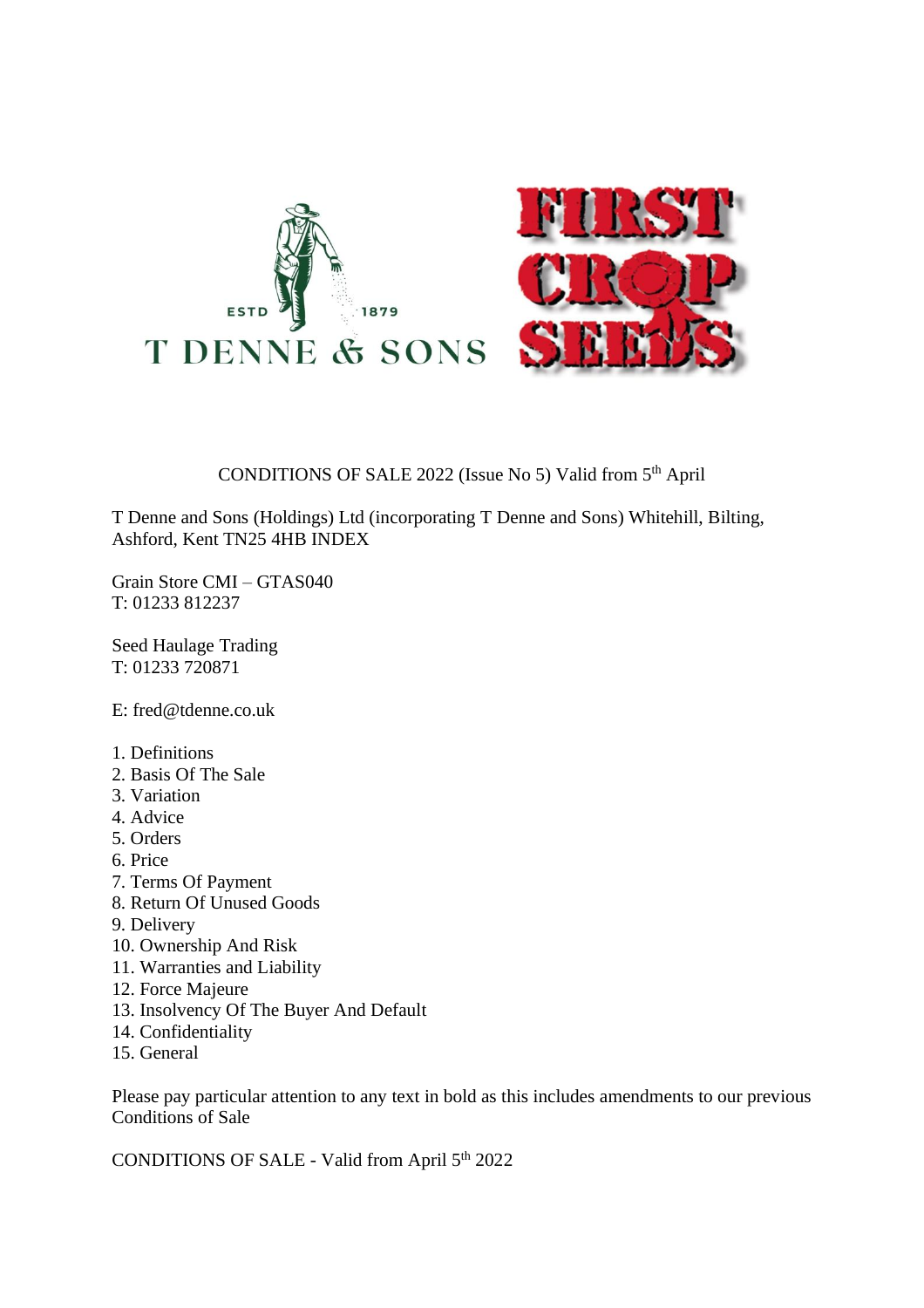CONDITIONS OF SALE 2022 (Issue No 5) Valid from 5th April

T Denne and Sons (Holdings) Ltd (incorporating T Denne and Sons) Whitehill, Bilting, Ashford, Kent TN25 4HB INDEX

Grain Store CMI – GTAS040
T: 01233 812237

Seed Haulage Trading
T: 01233 720871

E: fred@tdenne.co.uk

1. Definitions
2. Basis Of The Sale
3. Variation
4. Advice
5. Orders
6. Price
7. Terms Of Payment
8. Return Of Unused Goods
9. Delivery
10. Ownership And Risk
11. Warranties and Liability
12. Force Majeure
13. Insolvency Of The Buyer And Default
14. Confidentiality
15. General

Please pay particular attention to any text in bold as this includes amendments to our previous Conditions of Sale

CONDITIONS OF SALE - Valid from April 5th 2022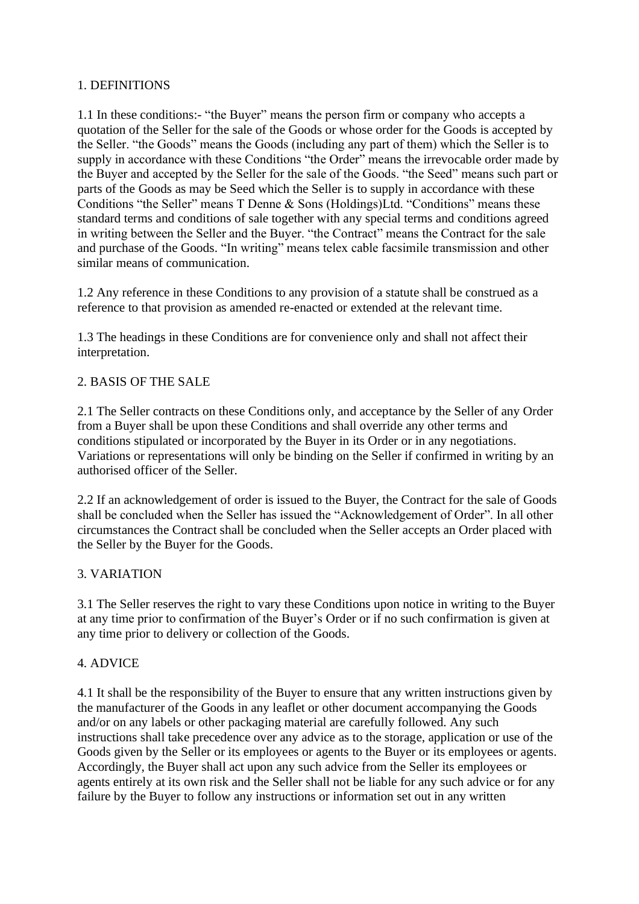## 1. DEFINITIONS

1.1 In these conditions:- "the Buyer" means the person firm or company who accepts a quotation of the Seller for the sale of the Goods or whose order for the Goods is accepted by the Seller. "the Goods" means the Goods (including any part of them) which the Seller is to supply in accordance with these Conditions "the Order" means the irrevocable order made by the Buyer and accepted by the Seller for the sale of the Goods. "the Seed" means such part or parts of the Goods as may be Seed which the Seller is to supply in accordance with these Conditions "the Seller" means T Denne & Sons (Holdings)Ltd. "Conditions" means these standard terms and conditions of sale together with any special terms and conditions agreed in writing between the Seller and the Buyer. "the Contract" means the Contract for the sale and purchase of the Goods. "In writing" means telex cable facsimile transmission and other similar means of communication.

1.2 Any reference in these Conditions to any provision of a statute shall be construed as a reference to that provision as amended re-enacted or extended at the relevant time.

1.3 The headings in these Conditions are for convenience only and shall not affect their interpretation.

## 2. BASIS OF THE SALE

2.1 The Seller contracts on these Conditions only, and acceptance by the Seller of any Order from a Buyer shall be upon these Conditions and shall override any other terms and conditions stipulated or incorporated by the Buyer in its Order or in any negotiations. Variations or representations will only be binding on the Seller if confirmed in writing by an authorised officer of the Seller.

2.2 If an acknowledgement of order is issued to the Buyer, the Contract for the sale of Goods shall be concluded when the Seller has issued the "Acknowledgement of Order". In all other circumstances the Contract shall be concluded when the Seller accepts an Order placed with the Seller by the Buyer for the Goods.

## 3. VARIATION

3.1 The Seller reserves the right to vary these Conditions upon notice in writing to the Buyer at any time prior to confirmation of the Buyer's Order or if no such confirmation is given at any time prior to delivery or collection of the Goods.

## 4. ADVICE

4.1 It shall be the responsibility of the Buyer to ensure that any written instructions given by the manufacturer of the Goods in any leaflet or other document accompanying the Goods and/or on any labels or other packaging material are carefully followed. Any such instructions shall take precedence over any advice as to the storage, application or use of the Goods given by the Seller or its employees or agents to the Buyer or its employees or agents. Accordingly, the Buyer shall act upon any such advice from the Seller its employees or agents entirely at its own risk and the Seller shall not be liable for any such advice or for any failure by the Buyer to follow any instructions or information set out in any written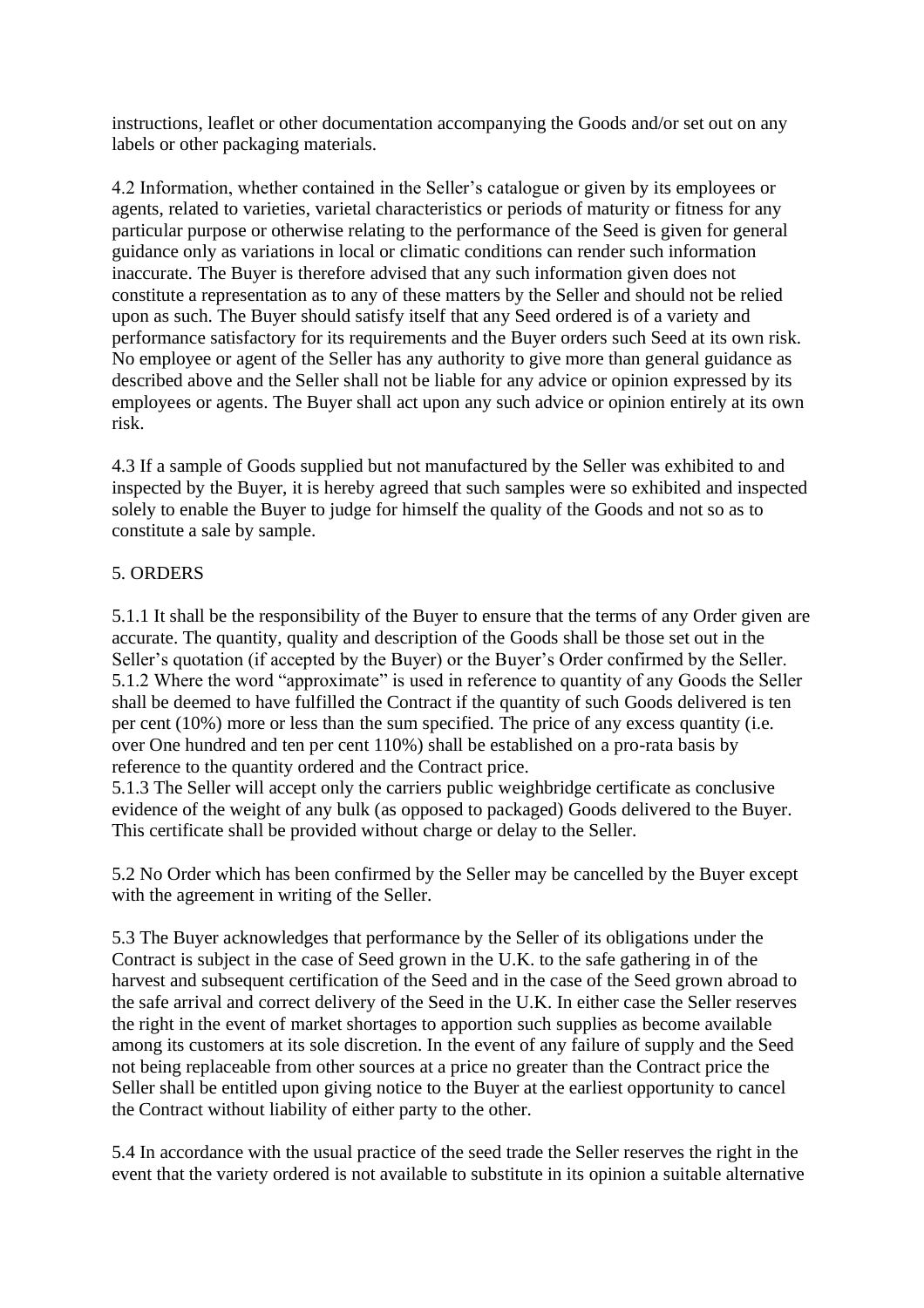instructions, leaflet or other documentation accompanying the Goods and/or set out on any labels or other packaging materials.

4.2 Information, whether contained in the Seller's catalogue or given by its employees or agents, related to varieties, varietal characteristics or periods of maturity or fitness for any particular purpose or otherwise relating to the performance of the Seed is given for general guidance only as variations in local or climatic conditions can render such information inaccurate. The Buyer is therefore advised that any such information given does not constitute a representation as to any of these matters by the Seller and should not be relied upon as such. The Buyer should satisfy itself that any Seed ordered is of a variety and performance satisfactory for its requirements and the Buyer orders such Seed at its own risk. No employee or agent of the Seller has any authority to give more than general guidance as described above and the Seller shall not be liable for any advice or opinion expressed by its employees or agents. The Buyer shall act upon any such advice or opinion entirely at its own risk.

4.3 If a sample of Goods supplied but not manufactured by the Seller was exhibited to and inspected by the Buyer, it is hereby agreed that such samples were so exhibited and inspected solely to enable the Buyer to judge for himself the quality of the Goods and not so as to constitute a sale by sample.

## 5. ORDERS

5.1.1 It shall be the responsibility of the Buyer to ensure that the terms of any Order given are accurate. The quantity, quality and description of the Goods shall be those set out in the Seller's quotation (if accepted by the Buyer) or the Buyer's Order confirmed by the Seller.
5.1.2 Where the word "approximate" is used in reference to quantity of any Goods the Seller shall be deemed to have fulfilled the Contract if the quantity of such Goods delivered is ten per cent (10%) more or less than the sum specified. The price of any excess quantity (i.e. over One hundred and ten per cent 110%) shall be established on a pro-rata basis by reference to the quantity ordered and the Contract price.
5.1.3 The Seller will accept only the carriers public weighbridge certificate as conclusive evidence of the weight of any bulk (as opposed to packaged) Goods delivered to the Buyer. This certificate shall be provided without charge or delay to the Seller.

5.2 No Order which has been confirmed by the Seller may be cancelled by the Buyer except with the agreement in writing of the Seller.

5.3 The Buyer acknowledges that performance by the Seller of its obligations under the Contract is subject in the case of Seed grown in the U.K. to the safe gathering in of the harvest and subsequent certification of the Seed and in the case of the Seed grown abroad to the safe arrival and correct delivery of the Seed in the U.K. In either case the Seller reserves the right in the event of market shortages to apportion such supplies as become available among its customers at its sole discretion. In the event of any failure of supply and the Seed not being replaceable from other sources at a price no greater than the Contract price the Seller shall be entitled upon giving notice to the Buyer at the earliest opportunity to cancel the Contract without liability of either party to the other.

5.4 In accordance with the usual practice of the seed trade the Seller reserves the right in the event that the variety ordered is not available to substitute in its opinion a suitable alternative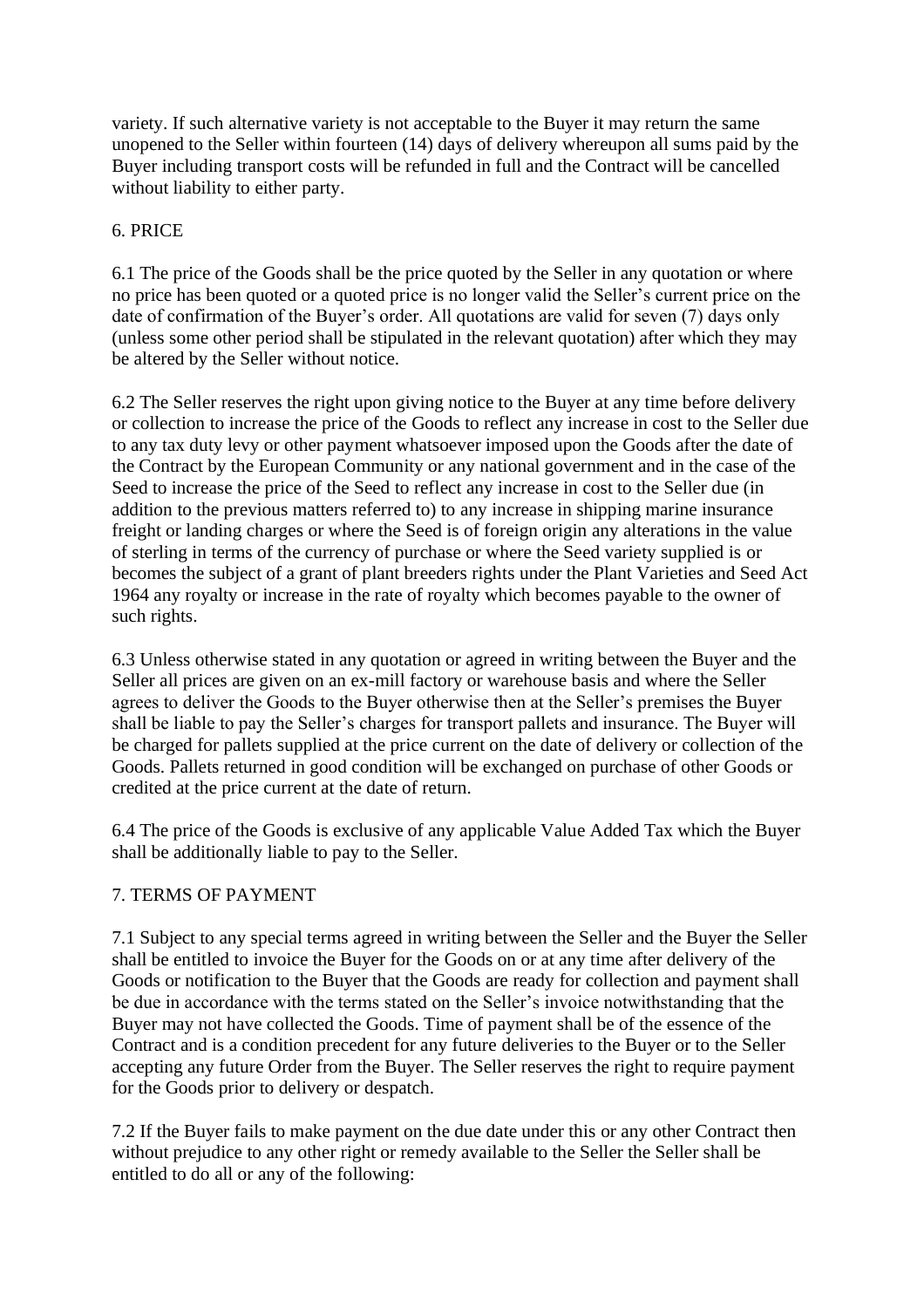variety. If such alternative variety is not acceptable to the Buyer it may return the same unopened to the Seller within fourteen (14) days of delivery whereupon all sums paid by the Buyer including transport costs will be refunded in full and the Contract will be cancelled without liability to either party.

## 6. PRICE

6.1 The price of the Goods shall be the price quoted by the Seller in any quotation or where no price has been quoted or a quoted price is no longer valid the Seller's current price on the date of confirmation of the Buyer's order. All quotations are valid for seven (7) days only (unless some other period shall be stipulated in the relevant quotation) after which they may be altered by the Seller without notice.

6.2 The Seller reserves the right upon giving notice to the Buyer at any time before delivery or collection to increase the price of the Goods to reflect any increase in cost to the Seller due to any tax duty levy or other payment whatsoever imposed upon the Goods after the date of the Contract by the European Community or any national government and in the case of the Seed to increase the price of the Seed to reflect any increase in cost to the Seller due (in addition to the previous matters referred to) to any increase in shipping marine insurance freight or landing charges or where the Seed is of foreign origin any alterations in the value of sterling in terms of the currency of purchase or where the Seed variety supplied is or becomes the subject of a grant of plant breeders rights under the Plant Varieties and Seed Act 1964 any royalty or increase in the rate of royalty which becomes payable to the owner of such rights.

6.3 Unless otherwise stated in any quotation or agreed in writing between the Buyer and the Seller all prices are given on an ex-mill factory or warehouse basis and where the Seller agrees to deliver the Goods to the Buyer otherwise then at the Seller's premises the Buyer shall be liable to pay the Seller's charges for transport pallets and insurance. The Buyer will be charged for pallets supplied at the price current on the date of delivery or collection of the Goods. Pallets returned in good condition will be exchanged on purchase of other Goods or credited at the price current at the date of return.

6.4 The price of the Goods is exclusive of any applicable Value Added Tax which the Buyer shall be additionally liable to pay to the Seller.

## 7. TERMS OF PAYMENT

7.1 Subject to any special terms agreed in writing between the Seller and the Buyer the Seller shall be entitled to invoice the Buyer for the Goods on or at any time after delivery of the Goods or notification to the Buyer that the Goods are ready for collection and payment shall be due in accordance with the terms stated on the Seller's invoice notwithstanding that the Buyer may not have collected the Goods. Time of payment shall be of the essence of the Contract and is a condition precedent for any future deliveries to the Buyer or to the Seller accepting any future Order from the Buyer. The Seller reserves the right to require payment for the Goods prior to delivery or despatch.

7.2 If the Buyer fails to make payment on the due date under this or any other Contract then without prejudice to any other right or remedy available to the Seller the Seller shall be entitled to do all or any of the following: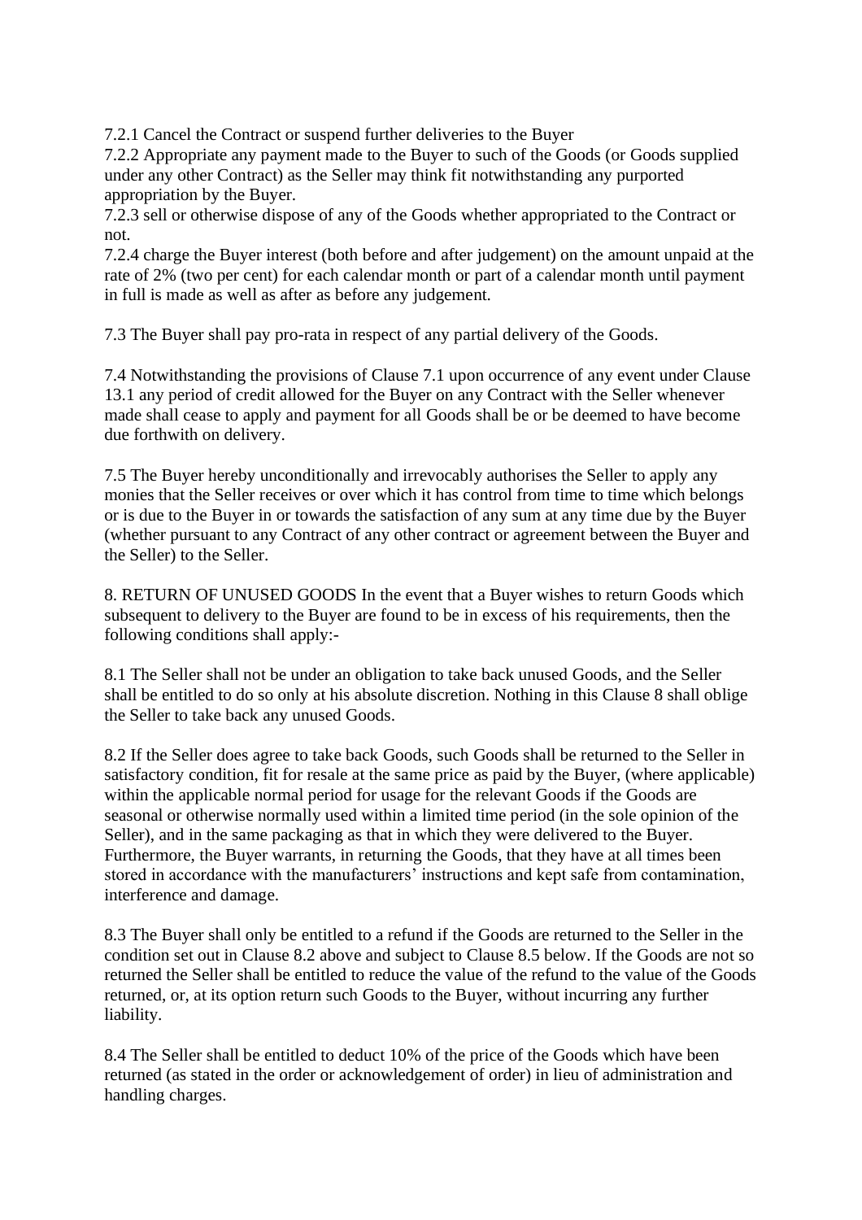7.2.1 Cancel the Contract or suspend further deliveries to the Buyer
7.2.2 Appropriate any payment made to the Buyer to such of the Goods (or Goods supplied under any other Contract) as the Seller may think fit notwithstanding any purported appropriation by the Buyer.
7.2.3 sell or otherwise dispose of any of the Goods whether appropriated to the Contract or not.
7.2.4 charge the Buyer interest (both before and after judgement) on the amount unpaid at the rate of 2% (two per cent) for each calendar month or part of a calendar month until payment in full is made as well as after as before any judgement.

7.3 The Buyer shall pay pro-rata in respect of any partial delivery of the Goods.

7.4 Notwithstanding the provisions of Clause 7.1 upon occurrence of any event under Clause 13.1 any period of credit allowed for the Buyer on any Contract with the Seller whenever made shall cease to apply and payment for all Goods shall be or be deemed to have become due forthwith on delivery.

7.5 The Buyer hereby unconditionally and irrevocably authorises the Seller to apply any monies that the Seller receives or over which it has control from time to time which belongs or is due to the Buyer in or towards the satisfaction of any sum at any time due by the Buyer (whether pursuant to any Contract of any other contract or agreement between the Buyer and the Seller) to the Seller.

8. RETURN OF UNUSED GOODS In the event that a Buyer wishes to return Goods which subsequent to delivery to the Buyer are found to be in excess of his requirements, then the following conditions shall apply:-

8.1 The Seller shall not be under an obligation to take back unused Goods, and the Seller shall be entitled to do so only at his absolute discretion. Nothing in this Clause 8 shall oblige the Seller to take back any unused Goods.

8.2 If the Seller does agree to take back Goods, such Goods shall be returned to the Seller in satisfactory condition, fit for resale at the same price as paid by the Buyer, (where applicable) within the applicable normal period for usage for the relevant Goods if the Goods are seasonal or otherwise normally used within a limited time period (in the sole opinion of the Seller), and in the same packaging as that in which they were delivered to the Buyer. Furthermore, the Buyer warrants, in returning the Goods, that they have at all times been stored in accordance with the manufacturers' instructions and kept safe from contamination, interference and damage.

8.3 The Buyer shall only be entitled to a refund if the Goods are returned to the Seller in the condition set out in Clause 8.2 above and subject to Clause 8.5 below. If the Goods are not so returned the Seller shall be entitled to reduce the value of the refund to the value of the Goods returned, or, at its option return such Goods to the Buyer, without incurring any further liability.

8.4 The Seller shall be entitled to deduct 10% of the price of the Goods which have been returned (as stated in the order or acknowledgement of order) in lieu of administration and handling charges.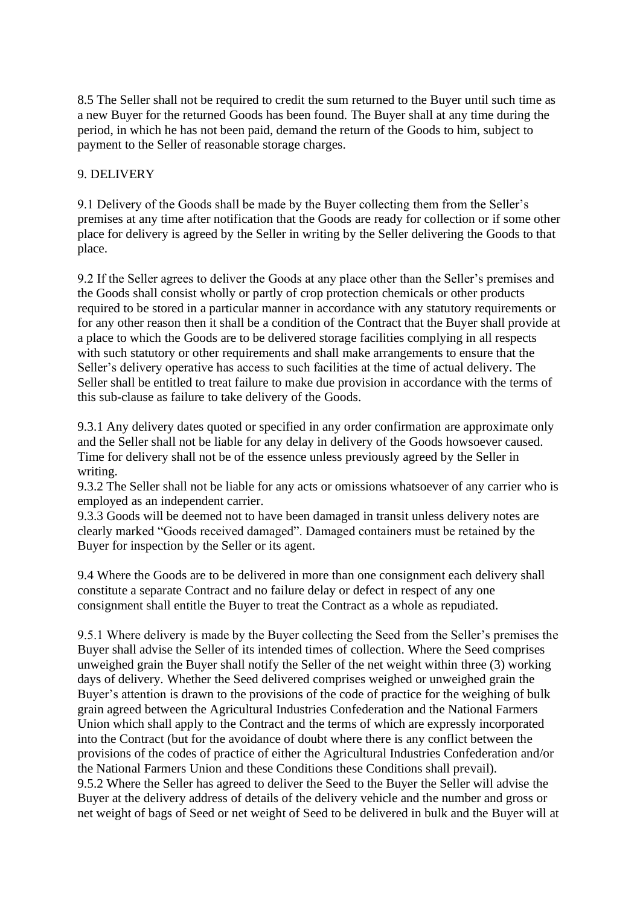8.5 The Seller shall not be required to credit the sum returned to the Buyer until such time as a new Buyer for the returned Goods has been found. The Buyer shall at any time during the period, in which he has not been paid, demand the return of the Goods to him, subject to payment to the Seller of reasonable storage charges.

## 9. DELIVERY

9.1 Delivery of the Goods shall be made by the Buyer collecting them from the Seller's premises at any time after notification that the Goods are ready for collection or if some other place for delivery is agreed by the Seller in writing by the Seller delivering the Goods to that place.

9.2 If the Seller agrees to deliver the Goods at any place other than the Seller's premises and the Goods shall consist wholly or partly of crop protection chemicals or other products required to be stored in a particular manner in accordance with any statutory requirements or for any other reason then it shall be a condition of the Contract that the Buyer shall provide at a place to which the Goods are to be delivered storage facilities complying in all respects with such statutory or other requirements and shall make arrangements to ensure that the Seller's delivery operative has access to such facilities at the time of actual delivery. The Seller shall be entitled to treat failure to make due provision in accordance with the terms of this sub-clause as failure to take delivery of the Goods.

9.3.1 Any delivery dates quoted or specified in any order confirmation are approximate only and the Seller shall not be liable for any delay in delivery of the Goods howsoever caused. Time for delivery shall not be of the essence unless previously agreed by the Seller in writing.
9.3.2 The Seller shall not be liable for any acts or omissions whatsoever of any carrier who is employed as an independent carrier.
9.3.3 Goods will be deemed not to have been damaged in transit unless delivery notes are clearly marked "Goods received damaged". Damaged containers must be retained by the Buyer for inspection by the Seller or its agent.

9.4 Where the Goods are to be delivered in more than one consignment each delivery shall constitute a separate Contract and no failure delay or defect in respect of any one consignment shall entitle the Buyer to treat the Contract as a whole as repudiated.

9.5.1 Where delivery is made by the Buyer collecting the Seed from the Seller's premises the Buyer shall advise the Seller of its intended times of collection. Where the Seed comprises unweighed grain the Buyer shall notify the Seller of the net weight within three (3) working days of delivery. Whether the Seed delivered comprises weighed or unweighed grain the Buyer's attention is drawn to the provisions of the code of practice for the weighing of bulk grain agreed between the Agricultural Industries Confederation and the National Farmers Union which shall apply to the Contract and the terms of which are expressly incorporated into the Contract (but for the avoidance of doubt where there is any conflict between the provisions of the codes of practice of either the Agricultural Industries Confederation and/or the National Farmers Union and these Conditions these Conditions shall prevail).
9.5.2 Where the Seller has agreed to deliver the Seed to the Buyer the Seller will advise the Buyer at the delivery address of details of the delivery vehicle and the number and gross or net weight of bags of Seed or net weight of Seed to be delivered in bulk and the Buyer will at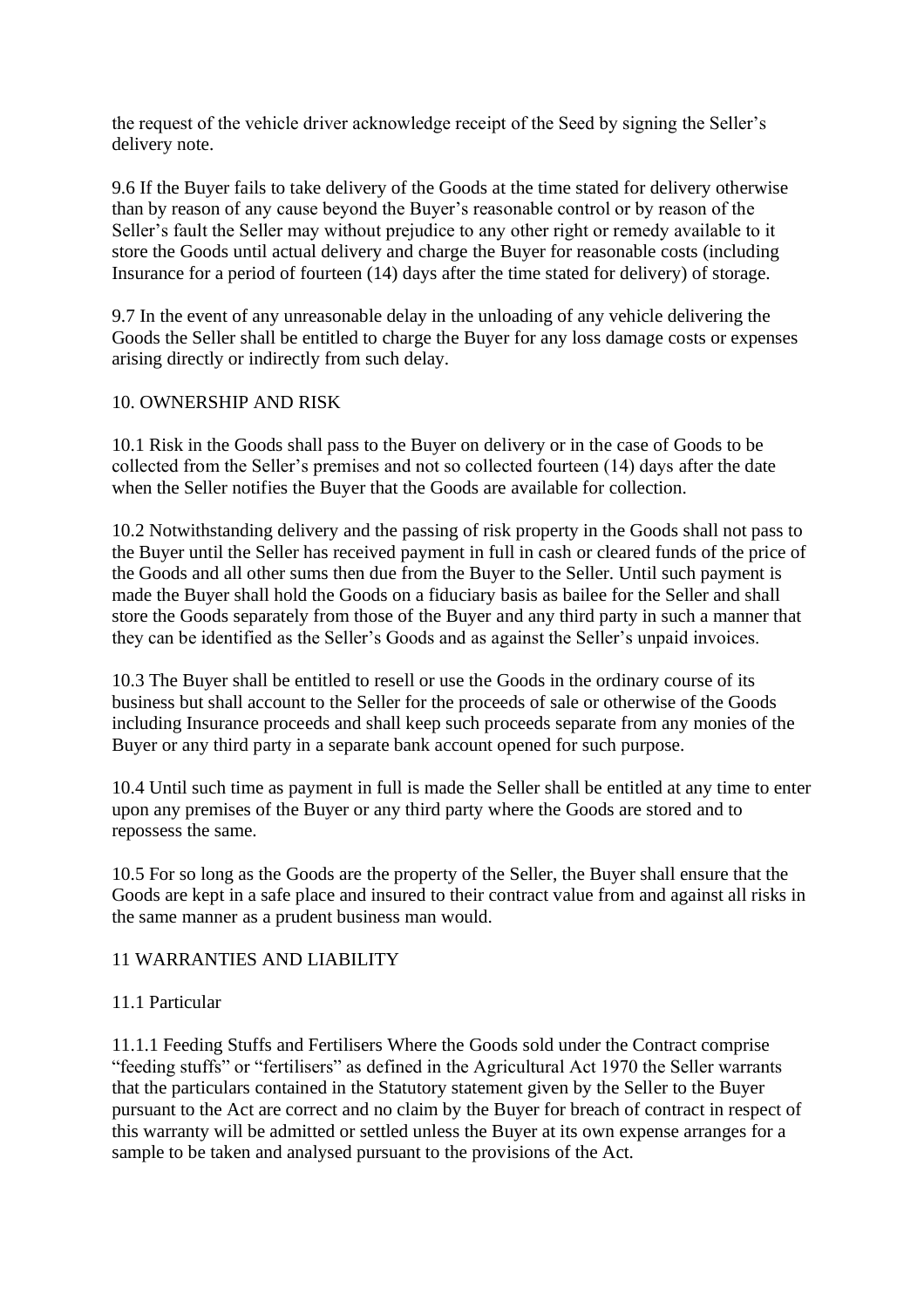the request of the vehicle driver acknowledge receipt of the Seed by signing the Seller's delivery note.

9.6 If the Buyer fails to take delivery of the Goods at the time stated for delivery otherwise than by reason of any cause beyond the Buyer's reasonable control or by reason of the Seller's fault the Seller may without prejudice to any other right or remedy available to it store the Goods until actual delivery and charge the Buyer for reasonable costs (including Insurance for a period of fourteen (14) days after the time stated for delivery) of storage.

9.7 In the event of any unreasonable delay in the unloading of any vehicle delivering the Goods the Seller shall be entitled to charge the Buyer for any loss damage costs or expenses arising directly or indirectly from such delay.

## 10. OWNERSHIP AND RISK

10.1 Risk in the Goods shall pass to the Buyer on delivery or in the case of Goods to be collected from the Seller's premises and not so collected fourteen (14) days after the date when the Seller notifies the Buyer that the Goods are available for collection.

10.2 Notwithstanding delivery and the passing of risk property in the Goods shall not pass to the Buyer until the Seller has received payment in full in cash or cleared funds of the price of the Goods and all other sums then due from the Buyer to the Seller. Until such payment is made the Buyer shall hold the Goods on a fiduciary basis as bailee for the Seller and shall store the Goods separately from those of the Buyer and any third party in such a manner that they can be identified as the Seller's Goods and as against the Seller's unpaid invoices.

10.3 The Buyer shall be entitled to resell or use the Goods in the ordinary course of its business but shall account to the Seller for the proceeds of sale or otherwise of the Goods including Insurance proceeds and shall keep such proceeds separate from any monies of the Buyer or any third party in a separate bank account opened for such purpose.

10.4 Until such time as payment in full is made the Seller shall be entitled at any time to enter upon any premises of the Buyer or any third party where the Goods are stored and to repossess the same.

10.5 For so long as the Goods are the property of the Seller, the Buyer shall ensure that the Goods are kept in a safe place and insured to their contract value from and against all risks in the same manner as a prudent business man would.

## 11 WARRANTIES AND LIABILITY

11.1 Particular

11.1.1 Feeding Stuffs and Fertilisers Where the Goods sold under the Contract comprise "feeding stuffs" or "fertilisers" as defined in the Agricultural Act 1970 the Seller warrants that the particulars contained in the Statutory statement given by the Seller to the Buyer pursuant to the Act are correct and no claim by the Buyer for breach of contract in respect of this warranty will be admitted or settled unless the Buyer at its own expense arranges for a sample to be taken and analysed pursuant to the provisions of the Act.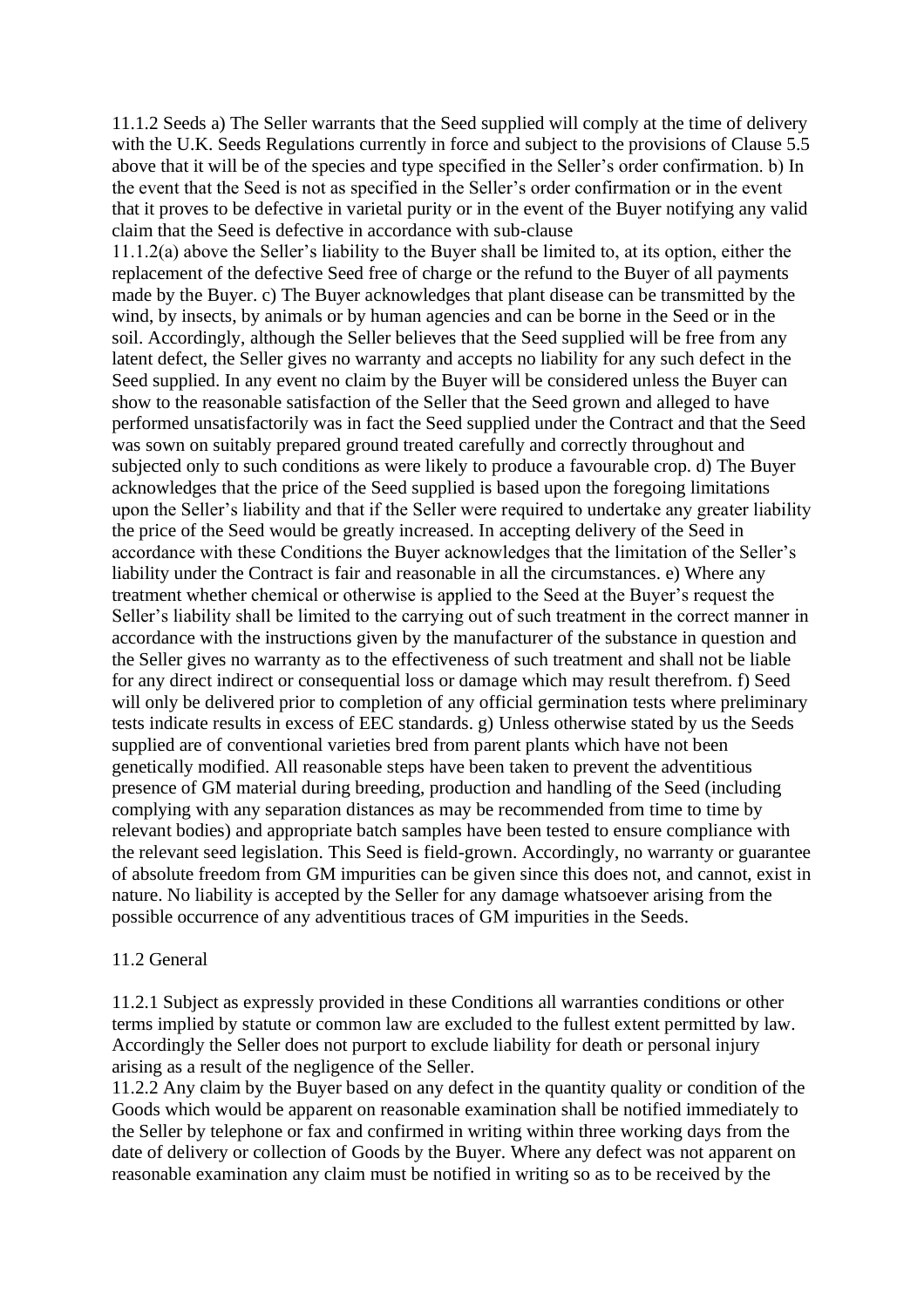11.1.2 Seeds a) The Seller warrants that the Seed supplied will comply at the time of delivery with the U.K. Seeds Regulations currently in force and subject to the provisions of Clause 5.5 above that it will be of the species and type specified in the Seller's order confirmation. b) In the event that the Seed is not as specified in the Seller's order confirmation or in the event that it proves to be defective in varietal purity or in the event of the Buyer notifying any valid claim that the Seed is defective in accordance with sub-clause 11.1.2(a) above the Seller's liability to the Buyer shall be limited to, at its option, either the replacement of the defective Seed free of charge or the refund to the Buyer of all payments made by the Buyer. c) The Buyer acknowledges that plant disease can be transmitted by the wind, by insects, by animals or by human agencies and can be borne in the Seed or in the soil. Accordingly, although the Seller believes that the Seed supplied will be free from any latent defect, the Seller gives no warranty and accepts no liability for any such defect in the Seed supplied. In any event no claim by the Buyer will be considered unless the Buyer can show to the reasonable satisfaction of the Seller that the Seed grown and alleged to have performed unsatisfactorily was in fact the Seed supplied under the Contract and that the Seed was sown on suitably prepared ground treated carefully and correctly throughout and subjected only to such conditions as were likely to produce a favourable crop. d) The Buyer acknowledges that the price of the Seed supplied is based upon the foregoing limitations upon the Seller's liability and that if the Seller were required to undertake any greater liability the price of the Seed would be greatly increased. In accepting delivery of the Seed in accordance with these Conditions the Buyer acknowledges that the limitation of the Seller's liability under the Contract is fair and reasonable in all the circumstances. e) Where any treatment whether chemical or otherwise is applied to the Seed at the Buyer's request the Seller's liability shall be limited to the carrying out of such treatment in the correct manner in accordance with the instructions given by the manufacturer of the substance in question and the Seller gives no warranty as to the effectiveness of such treatment and shall not be liable for any direct indirect or consequential loss or damage which may result therefrom. f) Seed will only be delivered prior to completion of any official germination tests where preliminary tests indicate results in excess of EEC standards. g) Unless otherwise stated by us the Seeds supplied are of conventional varieties bred from parent plants which have not been genetically modified. All reasonable steps have been taken to prevent the adventitious presence of GM material during breeding, production and handling of the Seed (including complying with any separation distances as may be recommended from time to time by relevant bodies) and appropriate batch samples have been tested to ensure compliance with the relevant seed legislation. This Seed is field-grown. Accordingly, no warranty or guarantee of absolute freedom from GM impurities can be given since this does not, and cannot, exist in nature. No liability is accepted by the Seller for any damage whatsoever arising from the possible occurrence of any adventitious traces of GM impurities in the Seeds.

11.2 General

11.2.1 Subject as expressly provided in these Conditions all warranties conditions or other terms implied by statute or common law are excluded to the fullest extent permitted by law. Accordingly the Seller does not purport to exclude liability for death or personal injury arising as a result of the negligence of the Seller.

11.2.2 Any claim by the Buyer based on any defect in the quantity quality or condition of the Goods which would be apparent on reasonable examination shall be notified immediately to the Seller by telephone or fax and confirmed in writing within three working days from the date of delivery or collection of Goods by the Buyer. Where any defect was not apparent on reasonable examination any claim must be notified in writing so as to be received by the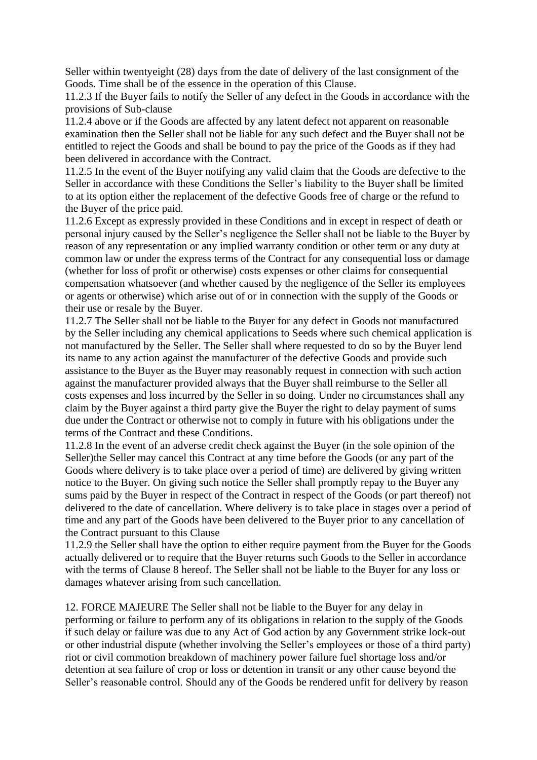Seller within twentyeight (28) days from the date of delivery of the last consignment of the Goods. Time shall be of the essence in the operation of this Clause.

11.2.3 If the Buyer fails to notify the Seller of any defect in the Goods in accordance with the provisions of Sub-clause

11.2.4 above or if the Goods are affected by any latent defect not apparent on reasonable examination then the Seller shall not be liable for any such defect and the Buyer shall not be entitled to reject the Goods and shall be bound to pay the price of the Goods as if they had been delivered in accordance with the Contract.

11.2.5 In the event of the Buyer notifying any valid claim that the Goods are defective to the Seller in accordance with these Conditions the Seller's liability to the Buyer shall be limited to at its option either the replacement of the defective Goods free of charge or the refund to the Buyer of the price paid.

11.2.6 Except as expressly provided in these Conditions and in except in respect of death or personal injury caused by the Seller's negligence the Seller shall not be liable to the Buyer by reason of any representation or any implied warranty condition or other term or any duty at common law or under the express terms of the Contract for any consequential loss or damage (whether for loss of profit or otherwise) costs expenses or other claims for consequential compensation whatsoever (and whether caused by the negligence of the Seller its employees or agents or otherwise) which arise out of or in connection with the supply of the Goods or their use or resale by the Buyer.

11.2.7 The Seller shall not be liable to the Buyer for any defect in Goods not manufactured by the Seller including any chemical applications to Seeds where such chemical application is not manufactured by the Seller. The Seller shall where requested to do so by the Buyer lend its name to any action against the manufacturer of the defective Goods and provide such assistance to the Buyer as the Buyer may reasonably request in connection with such action against the manufacturer provided always that the Buyer shall reimburse to the Seller all costs expenses and loss incurred by the Seller in so doing. Under no circumstances shall any claim by the Buyer against a third party give the Buyer the right to delay payment of sums due under the Contract or otherwise not to comply in future with his obligations under the terms of the Contract and these Conditions.

11.2.8 In the event of an adverse credit check against the Buyer (in the sole opinion of the Seller)the Seller may cancel this Contract at any time before the Goods (or any part of the Goods where delivery is to take place over a period of time) are delivered by giving written notice to the Buyer. On giving such notice the Seller shall promptly repay to the Buyer any sums paid by the Buyer in respect of the Contract in respect of the Goods (or part thereof) not delivered to the date of cancellation. Where delivery is to take place in stages over a period of time and any part of the Goods have been delivered to the Buyer prior to any cancellation of the Contract pursuant to this Clause

11.2.9 the Seller shall have the option to either require payment from the Buyer for the Goods actually delivered or to require that the Buyer returns such Goods to the Seller in accordance with the terms of Clause 8 hereof. The Seller shall not be liable to the Buyer for any loss or damages whatever arising from such cancellation.

12. FORCE MAJEURE The Seller shall not be liable to the Buyer for any delay in performing or failure to perform any of its obligations in relation to the supply of the Goods if such delay or failure was due to any Act of God action by any Government strike lock-out or other industrial dispute (whether involving the Seller's employees or those of a third party) riot or civil commotion breakdown of machinery power failure fuel shortage loss and/or detention at sea failure of crop or loss or detention in transit or any other cause beyond the Seller's reasonable control. Should any of the Goods be rendered unfit for delivery by reason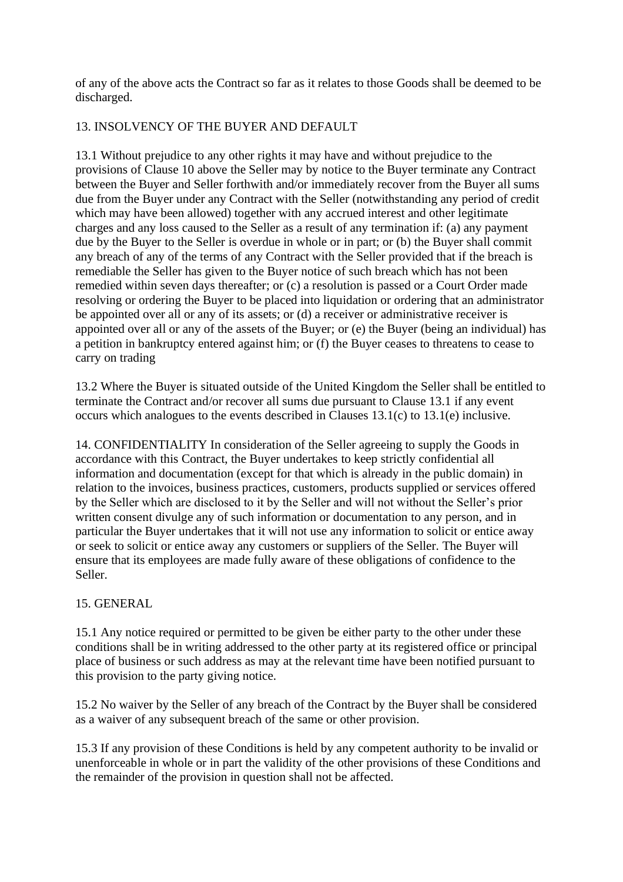of any of the above acts the Contract so far as it relates to those Goods shall be deemed to be discharged.

## 13. INSOLVENCY OF THE BUYER AND DEFAULT

13.1 Without prejudice to any other rights it may have and without prejudice to the provisions of Clause 10 above the Seller may by notice to the Buyer terminate any Contract between the Buyer and Seller forthwith and/or immediately recover from the Buyer all sums due from the Buyer under any Contract with the Seller (notwithstanding any period of credit which may have been allowed) together with any accrued interest and other legitimate charges and any loss caused to the Seller as a result of any termination if: (a) any payment due by the Buyer to the Seller is overdue in whole or in part; or (b) the Buyer shall commit any breach of any of the terms of any Contract with the Seller provided that if the breach is remediable the Seller has given to the Buyer notice of such breach which has not been remedied within seven days thereafter; or (c) a resolution is passed or a Court Order made resolving or ordering the Buyer to be placed into liquidation or ordering that an administrator be appointed over all or any of its assets; or (d) a receiver or administrative receiver is appointed over all or any of the assets of the Buyer; or (e) the Buyer (being an individual) has a petition in bankruptcy entered against him; or (f) the Buyer ceases to threatens to cease to carry on trading

13.2 Where the Buyer is situated outside of the United Kingdom the Seller shall be entitled to terminate the Contract and/or recover all sums due pursuant to Clause 13.1 if any event occurs which analogues to the events described in Clauses 13.1(c) to 13.1(e) inclusive.

14. CONFIDENTIALITY In consideration of the Seller agreeing to supply the Goods in accordance with this Contract, the Buyer undertakes to keep strictly confidential all information and documentation (except for that which is already in the public domain) in relation to the invoices, business practices, customers, products supplied or services offered by the Seller which are disclosed to it by the Seller and will not without the Seller's prior written consent divulge any of such information or documentation to any person, and in particular the Buyer undertakes that it will not use any information to solicit or entice away or seek to solicit or entice away any customers or suppliers of the Seller. The Buyer will ensure that its employees are made fully aware of these obligations of confidence to the Seller.

## 15. GENERAL

15.1 Any notice required or permitted to be given be either party to the other under these conditions shall be in writing addressed to the other party at its registered office or principal place of business or such address as may at the relevant time have been notified pursuant to this provision to the party giving notice.

15.2 No waiver by the Seller of any breach of the Contract by the Buyer shall be considered as a waiver of any subsequent breach of the same or other provision.

15.3 If any provision of these Conditions is held by any competent authority to be invalid or unenforceable in whole or in part the validity of the other provisions of these Conditions and the remainder of the provision in question shall not be affected.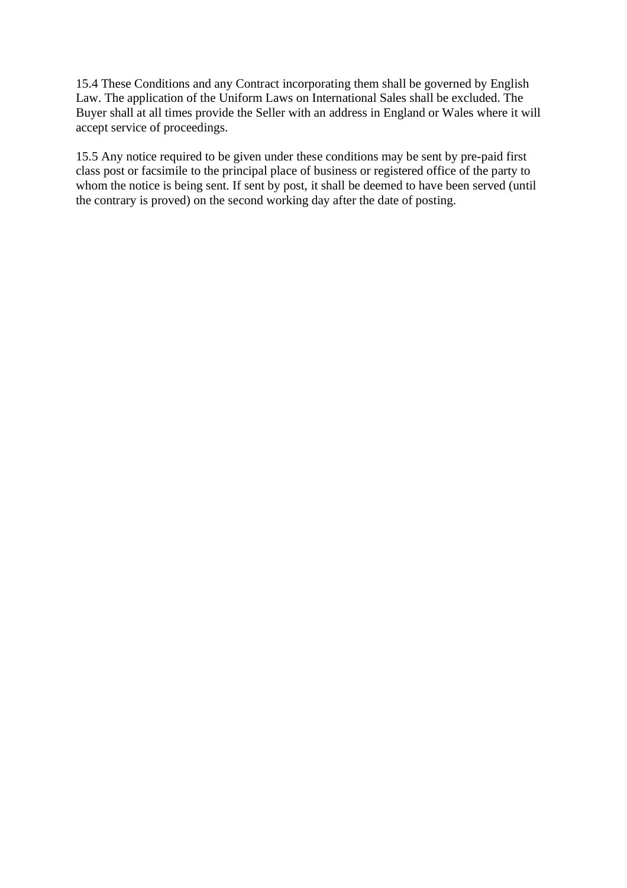15.4 These Conditions and any Contract incorporating them shall be governed by English Law. The application of the Uniform Laws on International Sales shall be excluded. The Buyer shall at all times provide the Seller with an address in England or Wales where it will accept service of proceedings.

15.5 Any notice required to be given under these conditions may be sent by pre-paid first class post or facsimile to the principal place of business or registered office of the party to whom the notice is being sent. If sent by post, it shall be deemed to have been served (until the contrary is proved) on the second working day after the date of posting.